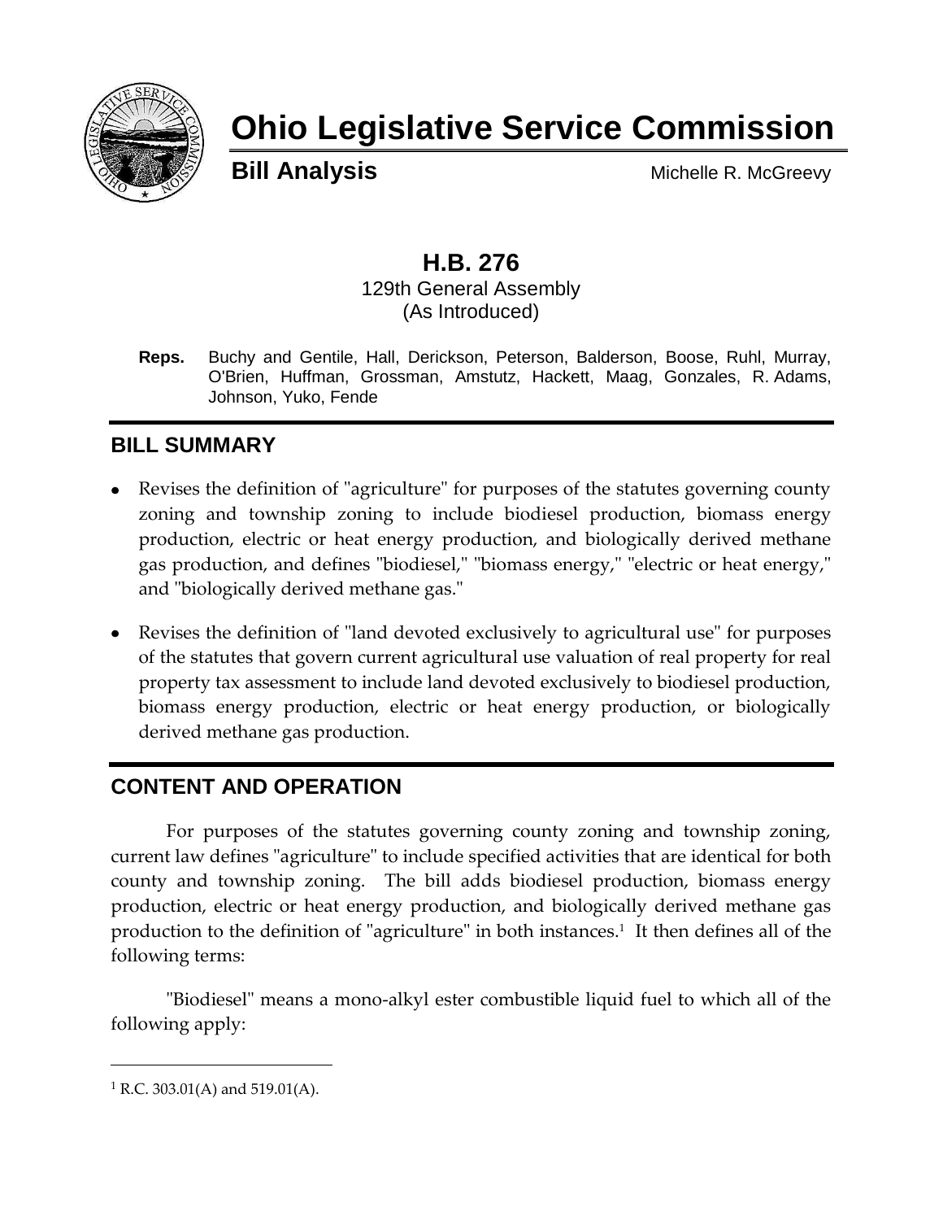# Ohio Legislative Service Commission

**Bill Analysis** Michelle R. McGreevy

## H.B. 276

129th General Assembly
(As Introduced)

**Reps.** Buchy and Gentile, Hall, Derickson, Peterson, Balderson, Boose, Ruhl, Murray, O'Brien, Huffman, Grossman, Amstutz, Hackett, Maag, Gonzales, R. Adams, Johnson, Yuko, Fende

## BILL SUMMARY

- Revises the definition of "agriculture" for purposes of the statutes governing county zoning and township zoning to include biodiesel production, biomass energy production, electric or heat energy production, and biologically derived methane gas production, and defines "biodiesel," "biomass energy," "electric or heat energy," and "biologically derived methane gas."
- Revises the definition of "land devoted exclusively to agricultural use" for purposes of the statutes that govern current agricultural use valuation of real property for real property tax assessment to include land devoted exclusively to biodiesel production, biomass energy production, electric or heat energy production, or biologically derived methane gas production.

## CONTENT AND OPERATION

For purposes of the statutes governing county zoning and township zoning, current law defines "agriculture" to include specified activities that are identical for both county and township zoning. The bill adds biodiesel production, biomass energy production, electric or heat energy production, and biologically derived methane gas production to the definition of "agriculture" in both instances.[1] It then defines all of the following terms:

"Biodiesel" means a mono-alkyl ester combustible liquid fuel to which all of the following apply:

[1] R.C. 303.01(A) and 519.01(A).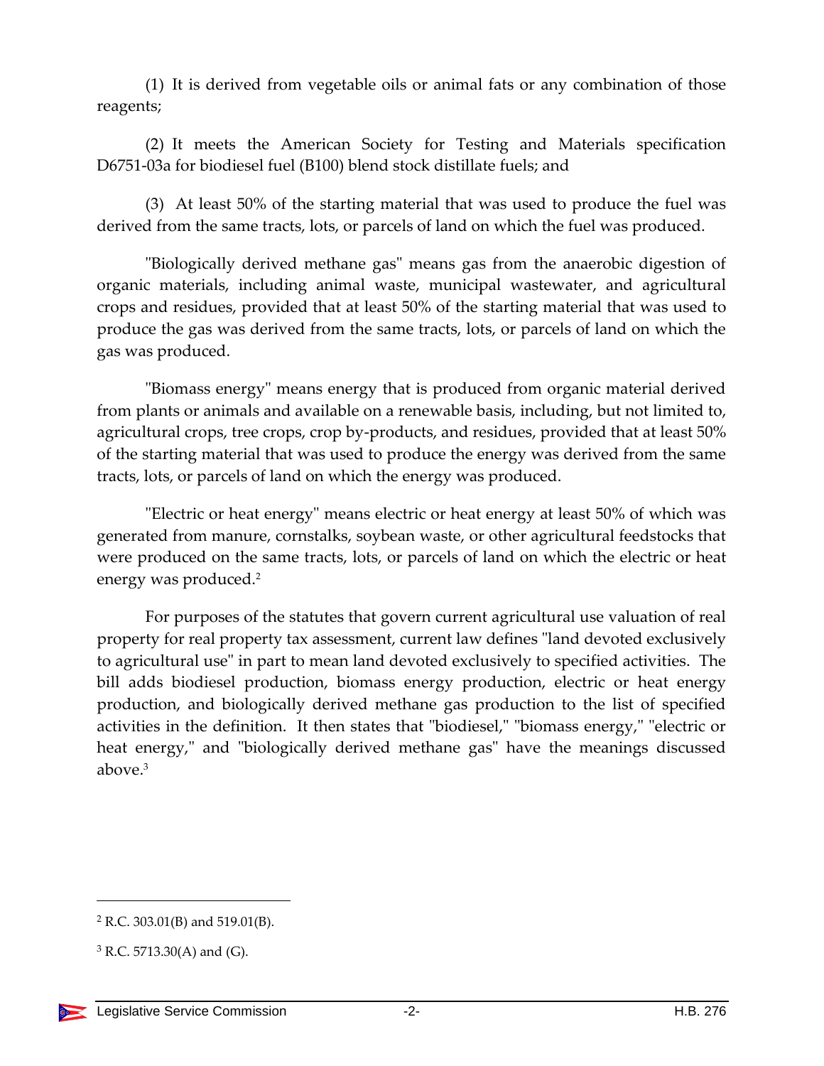(1) It is derived from vegetable oils or animal fats or any combination of those reagents;

(2) It meets the American Society for Testing and Materials specification D6751-03a for biodiesel fuel (B100) blend stock distillate fuels; and

(3) At least 50% of the starting material that was used to produce the fuel was derived from the same tracts, lots, or parcels of land on which the fuel was produced.

"Biologically derived methane gas" means gas from the anaerobic digestion of organic materials, including animal waste, municipal wastewater, and agricultural crops and residues, provided that at least 50% of the starting material that was used to produce the gas was derived from the same tracts, lots, or parcels of land on which the gas was produced.

"Biomass energy" means energy that is produced from organic material derived from plants or animals and available on a renewable basis, including, but not limited to, agricultural crops, tree crops, crop by-products, and residues, provided that at least 50% of the starting material that was used to produce the energy was derived from the same tracts, lots, or parcels of land on which the energy was produced.

"Electric or heat energy" means electric or heat energy at least 50% of which was generated from manure, cornstalks, soybean waste, or other agricultural feedstocks that were produced on the same tracts, lots, or parcels of land on which the electric or heat energy was produced.[2]

For purposes of the statutes that govern current agricultural use valuation of real property for real property tax assessment, current law defines "land devoted exclusively to agricultural use" in part to mean land devoted exclusively to specified activities. The bill adds biodiesel production, biomass energy production, electric or heat energy production, and biologically derived methane gas production to the list of specified activities in the definition. It then states that "biodiesel," "biomass energy," "electric or heat energy," and "biologically derived methane gas" have the meanings discussed above.[3]

---

[2] R.C. 303.01(B) and 519.01(B).

[3] R.C. 5713.30(A) and (G).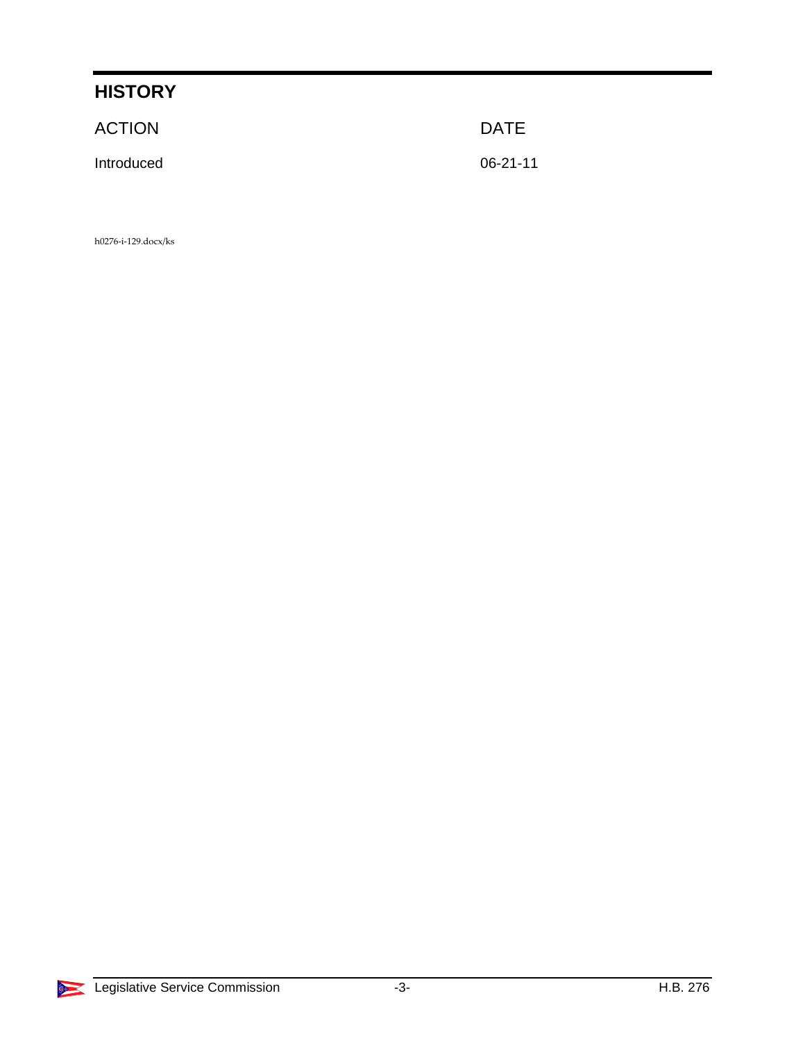## HISTORY

| ACTION | DATE |
|---|---|
| Introduced | 06-21-11 |

h0276-i-129.docx/ks